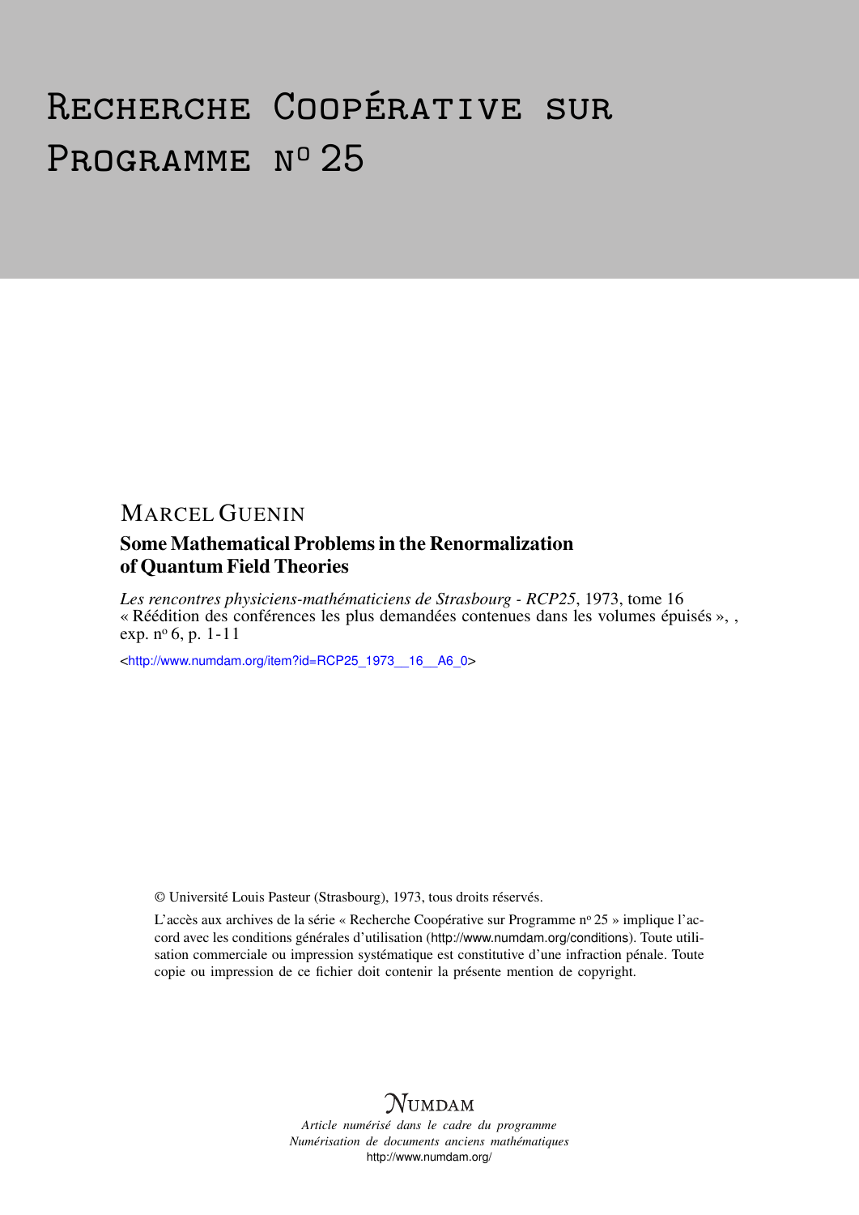# Recherche Coopérative sur Programme n° 25

MARCEL GUENIN

## Some Mathematical Problems in the Renormalization of Quantum Field Theories

*Les rencontres physiciens-mathématiciens de Strasbourg - RCP25*, 1973, tome 16
« Réédition des conférences les plus demandées contenues dans les volumes épuisés », ,
exp. n° 6, p. 1-11

<http://www.numdam.org/item?id=RCP25_1973__16__A6_0>

© Université Louis Pasteur (Strasbourg), 1973, tous droits réservés.

L'accès aux archives de la série « Recherche Coopérative sur Programme n° 25 » implique l'accord avec les conditions générales d'utilisation (http://www.numdam.org/conditions). Toute utilisation commerciale ou impression systématique est constitutive d'une infraction pénale. Toute copie ou impression de ce fichier doit contenir la présente mention de copyright.

NUMDAM

*Article numérisé dans le cadre du programme*
*Numérisation de documents anciens mathématiques*
http://www.numdam.org/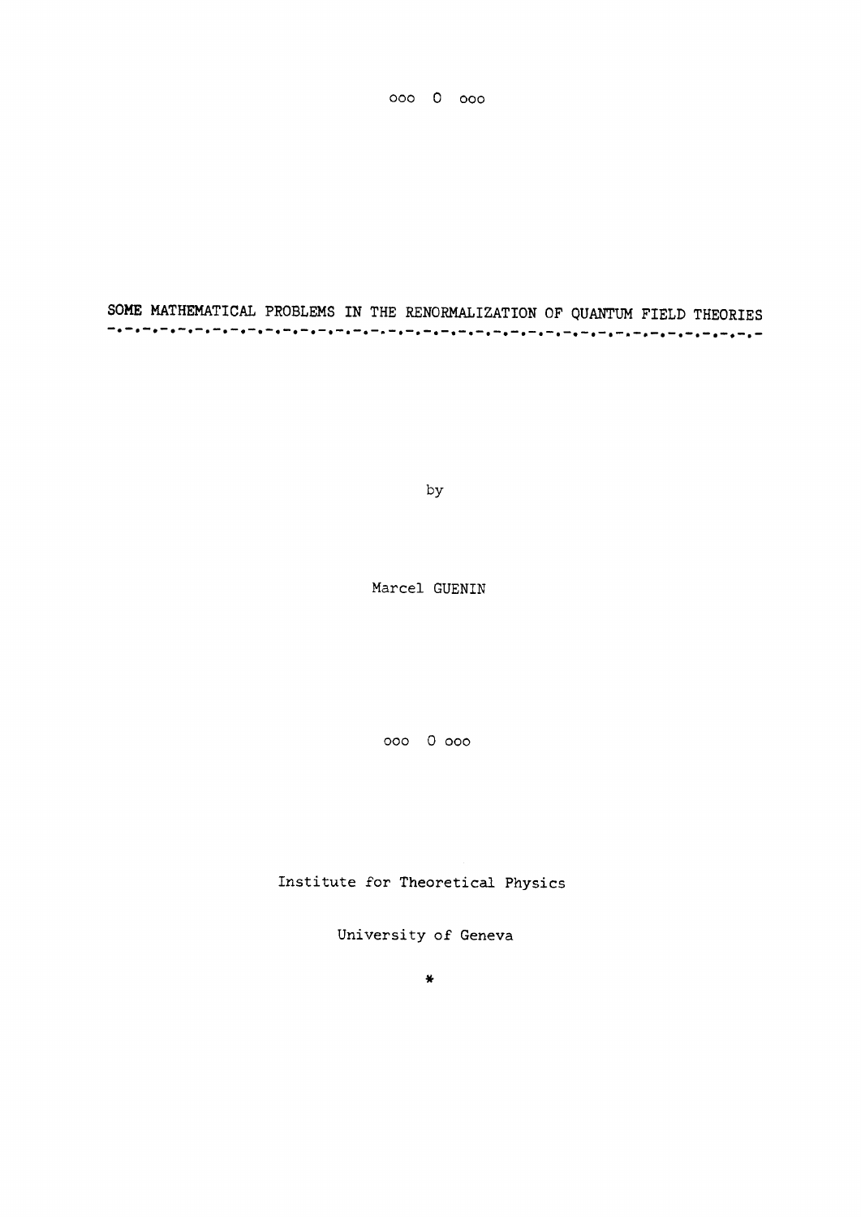ooo O ooo

# SOME MATHEMATICAL PROBLEMS IN THE RENORMALIZATION OF QUANTUM FIELD THEORIES

by

Marcel GUENIN

ooo O ooo

Institute for Theoretical Physics

University of Geneva

*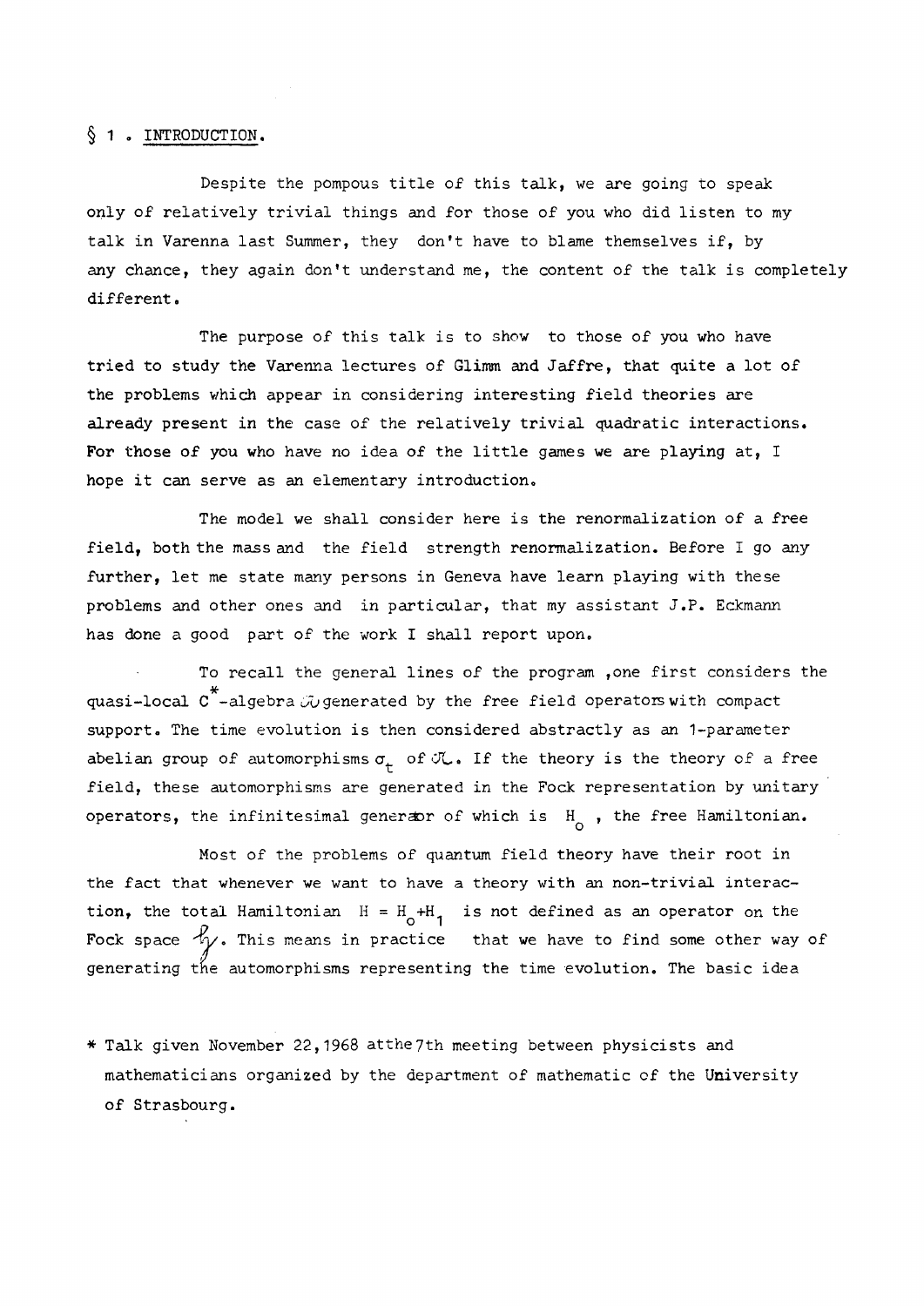## § 1 . INTRODUCTION.

Despite the pompous title of this talk, we are going to speak only of relatively trivial things and for those of you who did listen to my talk in Varenna last Summer, they don't have to blame themselves if, by any chance, they again don't understand me, the content of the talk is completely different.

The purpose of this talk is to show to those of you who have tried to study the Varenna lectures of Glimm and Jaffre, that quite a lot of the problems which appear in considering interesting field theories are already present in the case of the relatively trivial quadratic interactions. For those of you who have no idea of the little games we are playing at, I hope it can serve as an elementary introduction.

The model we shall consider here is the renormalization of a free field, both the mass and the field strength renormalization. Before I go any further, let me state many persons in Geneva have learn playing with these problems and other ones and in particular, that my assistant J.P. Eckmann has done a good part of the work I shall report upon.

To recall the general lines of the program ,one first considers the quasi-local $C^*$-algebra $\mathcal{U}$ generated by the free field operators with compact support. The time evolution is then considered abstractly as an 1-parameter abelian group of automorphisms $\sigma_t$ of $\mathcal{U}$. If the theory is the theory of a free field, these automorphisms are generated in the Fock representation by unitary operators, the infinitesimal generator of which is $H_0$ , the free Hamiltonian.

Most of the problems of quantum field theory have their root in the fact that whenever we want to have a theory with an non-trivial interaction, the total Hamiltonian $H = H_0+H_1$ is not defined as an operator on the Fock space $\mathcal{H}$. This means in practice that we have to find some other way of generating the automorphisms representing the time evolution. The basic idea

\* Talk given November 22,1968 atthe7th meeting between physicists and mathematicians organized by the department of mathematic of the University of Strasbourg.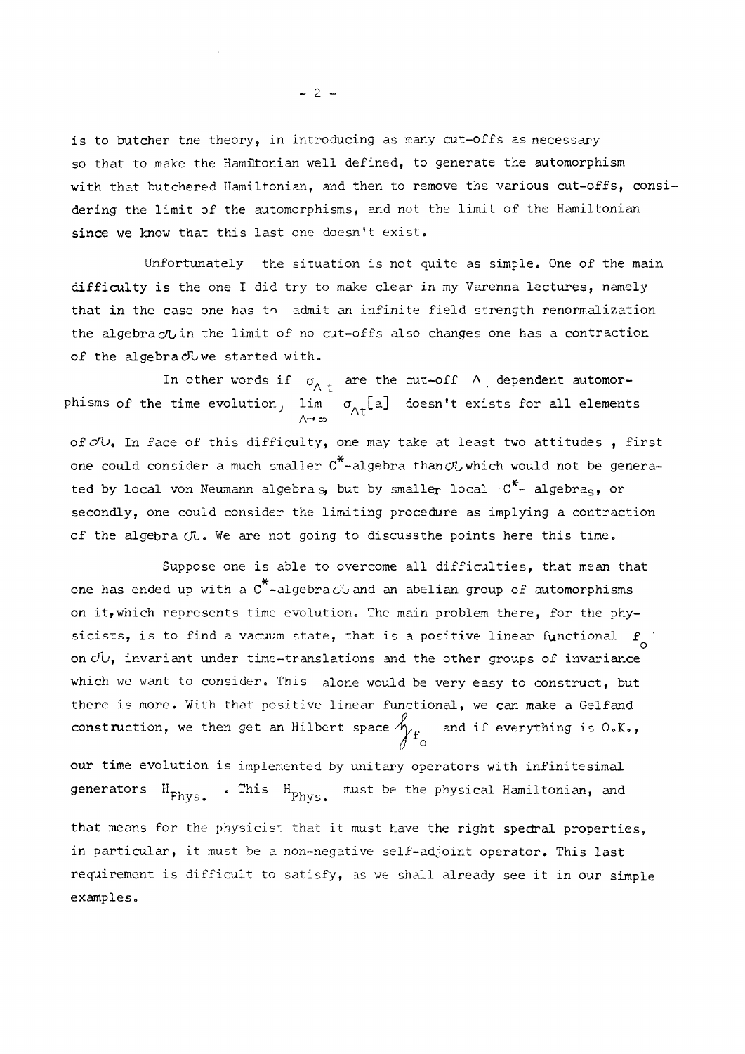is to butcher the theory, in introducing as many cut-offs as necessary so that to make the Hamiltonian well defined, to generate the automorphism with that butchered Hamiltonian, and then to remove the various cut-offs, considering the limit of the automorphisms, and not the limit of the Hamiltonian since we know that this last one doesn't exist.

Unfortunately the situation is not quite as simple. One of the main difficulty is the one I did try to make clear in my Varenna lectures, namely that in the case one has to admit an infinite field strength renormalization the algebra $\mathcal{O}\!\mathcal{L}$ in the limit of no cut-offs also changes one has a contraction of the algebra $\mathcal{O}\!\mathcal{L}$ we started with.

In other words if $\sigma_{\Lambda t}$ are the cut-off $\Lambda$ dependent automorphisms of the time evolution, $\lim\limits_{\Lambda \to \infty} \sigma_{\Lambda t}[a]$ doesn't exists for all elements of $\mathcal{O}\!\mathcal{L}$. In face of this difficulty, one may take at least two attitudes , first one could consider a much smaller $C^*$-algebra than $\mathcal{O}\!\mathcal{L}$ which would not be generated by local von Neumann algebras, but by smaller local $C^*$- algebras, or secondly, one could consider the limiting procedure as implying a contraction of the algebra $\mathcal{O}\!\mathcal{L}$. We are not going to discussthe points here this time.

Suppose one is able to overcome all difficulties, that mean that one has ended up with a $C^*$-algebra $\mathcal{O}\!\mathcal{L}$ and an abelian group of automorphisms on it, which represents time evolution. The main problem there, for the physicists, is to find a vacuum state, that is a positive linear functional $f_o$ on $\mathcal{O}\!\mathcal{L}$, invariant under time-translations and the other groups of invariance which we want to consider. This alone would be very easy to construct, but there is more. With that positive linear functional, we can make a Gelfand construction, we then get an Hilbert space $\mathcal{H}_{f_o}$ and if everything is O.K., our time evolution is implemented by unitary operators with infinitesimal generators $H_{Phys.}$ . This $H_{Phys.}$ must be the physical Hamiltonian, and that means for the physicist that it must have the right spectral properties, in particular, it must be a non-negative self-adjoint operator. This last requirement is difficult to satisfy, as we shall already see it in our simple examples.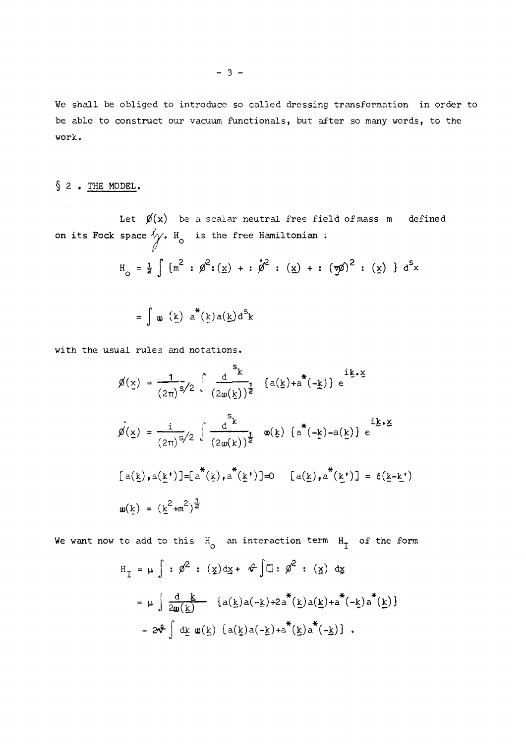We shall be obliged to introduce so called dressing transformation in order to be able to construct our vacuum functionals, but after so many words, to the work.

## § 2 . THE MODEL.

Let $\phi(x)$ be a scalar neutral free field of mass $m$ defined on its Fock space $\mathcal{H}$. $H_0$ is the free Hamiltonian :

$$H_0 = \frac{1}{2} \int \{ m^2 : \phi^2 : (\underline{x}) + : \dot{\phi}^2 : (\underline{x}) + : (\nabla\phi)^2 : (\underline{x}) \} \, d^s x$$

$$= \int \omega(\underline{k}) \, a^*(\underline{k}) a(\underline{k}) d^s k$$

with the usual rules and notations.

$$\phi(\underline{x}) = \frac{1}{(2\pi)^{s/2}} \int \frac{d^s k}{(2\omega(\underline{k}))^{\frac{1}{2}}} \{ a(\underline{k}) + a^*(-\underline{k}) \} \, e^{i\underline{k}.\underline{x}}$$

$$\dot{\phi}(\underline{x}) = \frac{i}{(2\pi)^{s/2}} \int \frac{d^s k}{(2\omega(k))^{\frac{1}{2}}} \, \omega(\underline{k}) \, \{ a^*(-\underline{k}) - a(\underline{k}) \} \, e^{i\underline{k}.\underline{x}}$$

$$[a(\underline{k}), a(\underline{k}')] = [a^*(\underline{k}), a^*(\underline{k}')] = 0 \qquad [a(\underline{k}), a^*(\underline{k}')] = \delta(\underline{k} - \underline{k}')$$

$$\omega(\underline{k}) = (\underline{k}^2 + m^2)^{\frac{1}{2}}$$

We want now to add to this $H_0$ an interaction term $H_I$ of the form

$$H_I = \mu \int : \phi^2 : (\underline{x}) d\underline{x} + \vartheta \int \Box : \phi^2 : (\underline{x}) \, d\underline{x}$$

$$= \mu \int \frac{d\underline{k}}{2\omega(\underline{k})} \{ a(\underline{k}) a(-\underline{k}) + 2a^*(\underline{k}) a(\underline{k}) + a^*(-\underline{k}) a^*(\underline{k}) \}$$

$$- 2\vartheta \int d\underline{k} \, \omega(\underline{k}) \, \{ a(\underline{k}) a(-\underline{k}) + a^*(\underline{k}) a^*(-\underline{k}) \} \, .$$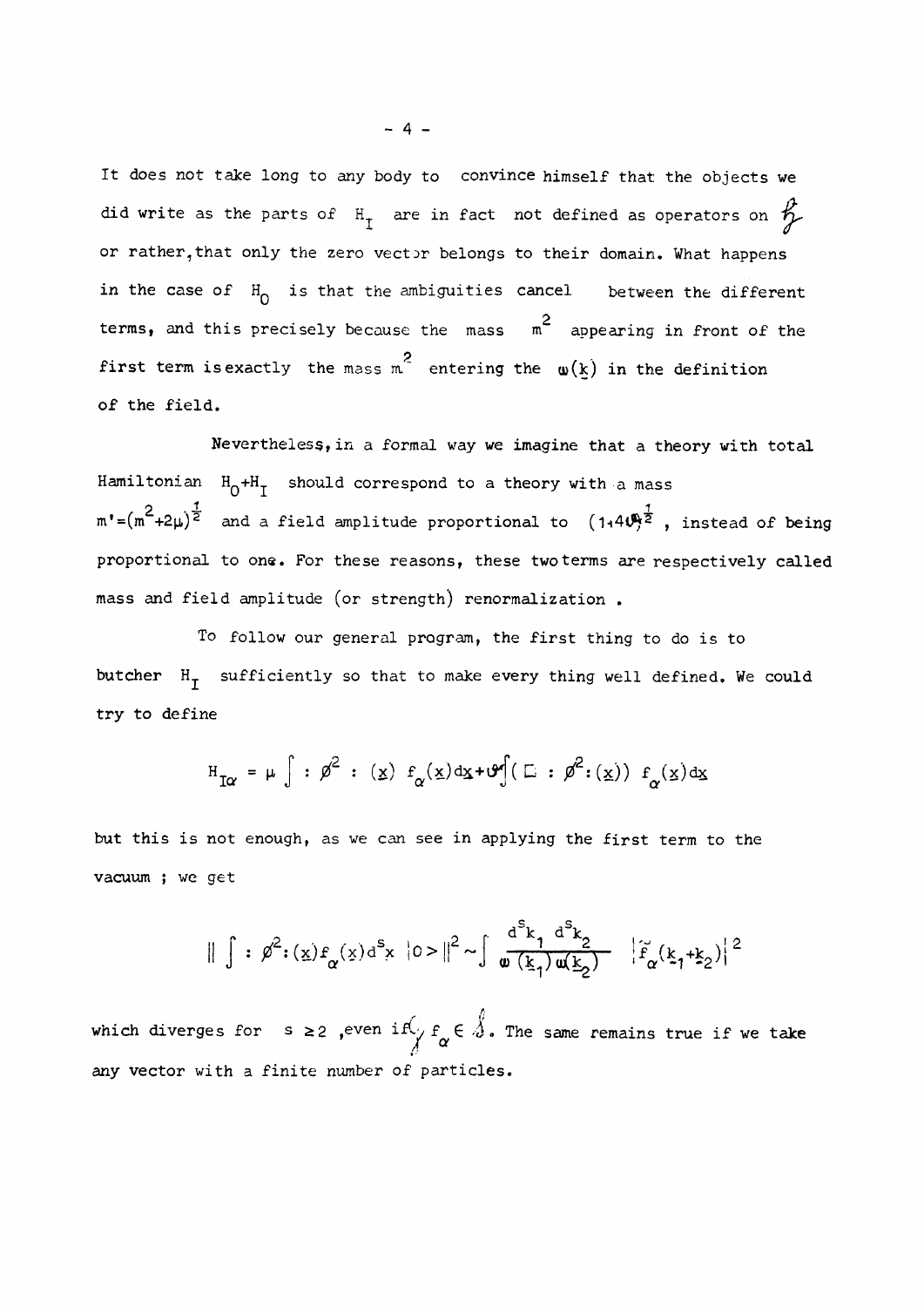It does not take long to any body to convince himself that the objects we did write as the parts of $H_I$ are in fact not defined as operators on $\mathcal{H}$ or rather, that only the zero vector belongs to their domain. What happens in the case of $H_0$ is that the ambiguities cancel between the different terms, and this precisely because the mass $m^2$ appearing in front of the first term is exactly the mass $m^2$ entering the $\omega(\underline{k})$ in the definition of the field.

Nevertheless, in a formal way we imagine that a theory with total Hamiltonian $H_0+H_I$ should correspond to a theory with a mass $m'=(m^2+2\mu)^{\frac{1}{2}}$ and a field amplitude proportional to $(1+4\vartheta)^{\frac{1}{2}}$, instead of being proportional to one. For these reasons, these two terms are respectively called mass and field amplitude (or strength) renormalization.

To follow our general program, the first thing to do is to butcher $H_I$ sufficiently so that to make every thing well defined. We could try to define

$$H_{I\alpha} = \mu \int :\phi^2:(\underline{x})\, f_\alpha(\underline{x})d\underline{x} + \vartheta \int (\Box :\phi^2:(\underline{x}))\, f_\alpha(\underline{x})d\underline{x}$$

but this is not enough, as we can see in applying the first term to the vacuum ; we get

$$\left\| \int :\phi^2:(\underline{x})f_\alpha(\underline{x})d^s x\, |0> \right\|^2 \sim \int \frac{d^s k_1\, d^s k_2}{\omega(\underline{k}_1)\,\omega(\underline{k}_2)} \,|\tilde{f}_\alpha(\underline{k}_1+\underline{k}_2)|^2$$

which diverges for $s \geq 2$, even if $f_\alpha \in \mathcal{S}$. The same remains true if we take any vector with a finite number of particles.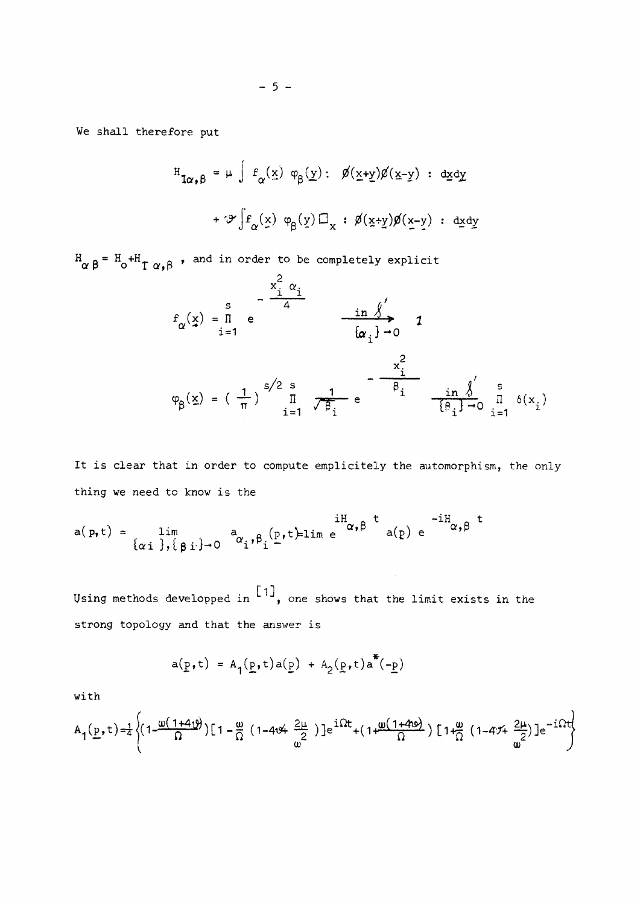We shall therefore put

$$H_{I\alpha,\beta} = \mu \int f_\alpha(\underline{x})\ \varphi_\beta(\underline{y}) :\ \phi(\underline{x}+\underline{y})\phi(\underline{x}-\underline{y})\ :\ d\underline{x}d\underline{y}$$

$$+ \vartheta \int f_\alpha(\underline{x})\ \varphi_\beta(\underline{y})\,\Box_x\ :\ \phi(\underline{x}+\underline{y})\phi(\underline{x}-\underline{y})\ :\ d\underline{x}d\underline{y}$$

$H_{\alpha\beta} = H_o + H_{I\,\alpha,\beta}$, and in order to be completely explicit

$$f_\alpha(\underline{x}) = \prod_{i=1}^{s} e^{-\frac{x_i^2\,\alpha_i}{4}} \xrightarrow[\{\alpha_i\}\to 0]{\text{in } \mathcal{S}'} 1$$

$$\varphi_\beta(\underline{x}) = \left(\frac{1}{\pi}\right)^{s/2} \prod_{i=1}^{s} \frac{1}{\sqrt{\beta_i}}\, e^{-\frac{x_i^2}{\beta_i}} \xrightarrow[\{\beta_i\}\to 0]{\text{in } \mathcal{S}'} \prod_{i=1}^{s} \delta(x_i)$$

It is clear that in order to compute emplicitely the automorphism, the only thing we need to know is the

$$a(p,t) = \lim_{\{\alpha i\},\{\beta i\}\to 0} a_{\alpha_i,\beta_i}(\underline{p},t) = \lim e^{iH_{\alpha,\beta}t}\, a(\underline{p})\, e^{-iH_{\alpha,\beta}t}$$

Using methods developped in [1], one shows that the limit exists in the strong topology and that the answer is

$$a(\underline{p},t) = A_1(\underline{p},t)a(\underline{p}) + A_2(\underline{p},t)a^*(-\underline{p})$$

with

$$A_1(\underline{p},t) = \frac{1}{4}\left\{\left(1-\frac{\omega(1+4\vartheta)}{\Omega}\right)\left[1-\frac{\omega}{\Omega}\left(1-4\vartheta+\frac{2\mu}{\omega^2}\right)\right]e^{i\Omega t} + \left(1+\frac{\omega(1+4\vartheta)}{\Omega}\right)\left[1+\frac{\omega}{\Omega}\left(1-4\vartheta+\frac{2\mu}{\omega^2}\right)\right]e^{-i\Omega t}\right\}$$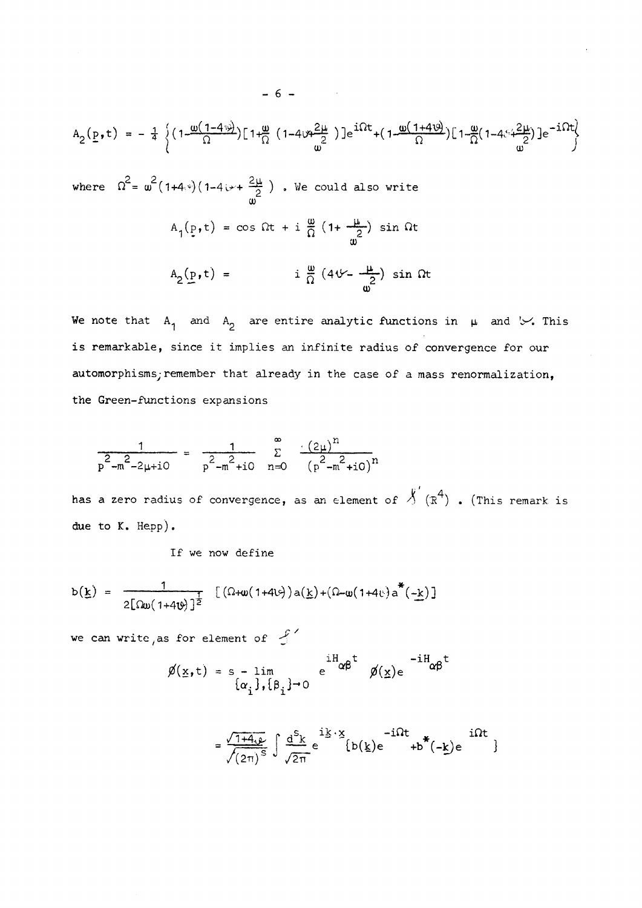$$A_2(\underline{p},t) = -\frac{1}{4}\left\{(1-\frac{\omega(1-4\vartheta)}{\Omega})[1+\frac{\omega}{\Omega}(1-4\vartheta+\frac{2\mu}{\omega^2})]e^{i\Omega t}+(1-\frac{\omega(1+4\vartheta)}{\Omega})[1-\frac{\omega}{\Omega}(1-4\vartheta+\frac{2\mu}{\omega^2})]e^{-i\Omega t}\right\}$$

where $\Omega^2 = \omega^2(1+4\vartheta)(1-4\vartheta+\frac{2\mu}{\omega^2})$ . We could also write

$$A_1(\underline{p},t) = \cos\Omega t + i\,\frac{\omega}{\Omega}\,(1+\frac{\mu}{\omega^2})\,\sin\Omega t$$

$$A_2(\underline{p},t) = i\,\frac{\omega}{\Omega}\,(4\vartheta-\frac{\mu}{\omega^2})\,\sin\Omega t$$

We note that $A_1$ and $A_2$ are entire analytic functions in $\mu$ and $\vartheta$. This is remarkable, since it implies an infinite radius of convergence for our automorphisms; remember that already in the case of a mass renormalization, the Green-functions expansions

$$\frac{1}{p^2-m^2-2\mu+i0} = \frac{1}{p^2-m^2+i0}\sum_{n=0}^{\infty}\frac{(2\mu)^n}{(p^2-m^2+i0)^n}$$

has a zero radius of convergence, as an element of $\mathcal{S}'(\mathbb{R}^4)$ . (This remark is due to K. Hepp).

If we now define

$$b(\underline{k}) = \frac{1}{2[\Omega\omega(1+4\vartheta)]^{\frac{1}{2}}}\;[(\Omega+\omega(1+4\vartheta))a(\underline{k})+(\Omega-\omega(1+4\vartheta))a^*(-\underline{k})]$$

we can write, as for element of $\mathcal{S}'$

$$\phi(\underline{x},t) = s-\lim_{\{\alpha_i\},\{\beta_i\}\to 0} e^{iH_{\alpha\beta}t}\,\phi(\underline{x})\,e^{-iH_{\alpha\beta}t}$$

$$= \frac{\sqrt{1+4\vartheta}}{\sqrt{(2\pi)^s}}\int\frac{d^s k}{\sqrt{2\pi}}\,e^{i\underline{k}\cdot\underline{x}}\{b(\underline{k})e^{-i\Omega t}+b^*(-\underline{k})e^{i\Omega t}\}$$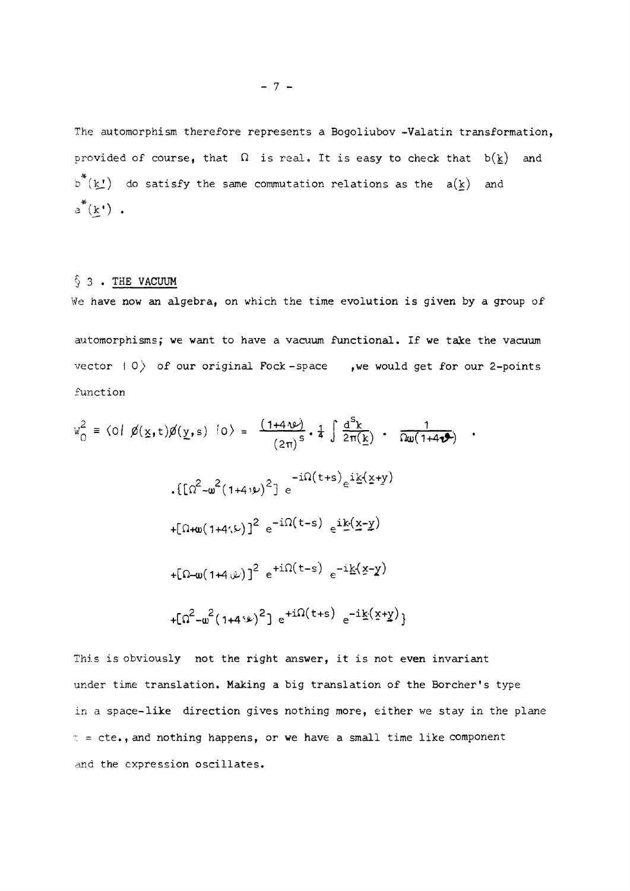The automorphism therefore represents a Bogoliubov -Valatin transformation, provided of course, that $\Omega$ is real. It is easy to check that $b(\underline{k})$ and $b^*(\underline{k}')$ do satisfy the same commutation relations as the $a(\underline{k})$ and $a^*(\underline{k}')$.

## § 3 . THE VACUUM

We have now an algebra, on which the time evolution is given by a group of automorphisms; we want to have a vacuum functional. If we take the vacuum vector $|0\rangle$ of our original Fock-space ,we would get for our 2-points function

$$
\begin{aligned}
W_0^2 \equiv \langle 0|\, \phi(\underline{x},t)\phi(\underline{y},s)\, |0\rangle = \frac{(1+4\nu)}{(2\pi)^s} \cdot \frac{1}{4} \int \frac{d^s k}{2\pi(\underline{k})} \cdot \frac{1}{\Omega\omega(1+4\nu)} \cdot \\
\cdot \{ [\Omega^2 - \omega^2(1+4\nu)^2]\; e^{-i\Omega(t+s)} e^{i\underline{k}(\underline{x}+\underline{y})} \\
+ [\Omega + \omega(1+4\nu)]^2\; e^{-i\Omega(t-s)}\; e^{i\underline{k}(\underline{x}-\underline{y})} \\
+ [\Omega - \omega(1+4\nu)]^2\; e^{+i\Omega(t-s)}\; e^{-i\underline{k}(\underline{x}-\underline{y})} \\
+ [\Omega^2 - \omega^2(1+4\nu)^2]\; e^{+i\Omega(t+s)}\; e^{-i\underline{k}(\underline{x}+\underline{y})} \}
\end{aligned}
$$

This is obviously not the right answer, it is not even invariant under time translation. Making a big translation of the Borcher's type in a space-like direction gives nothing more, either we stay in the plane $t$ = cte., and nothing happens, or we have a small time like component and the expression oscillates.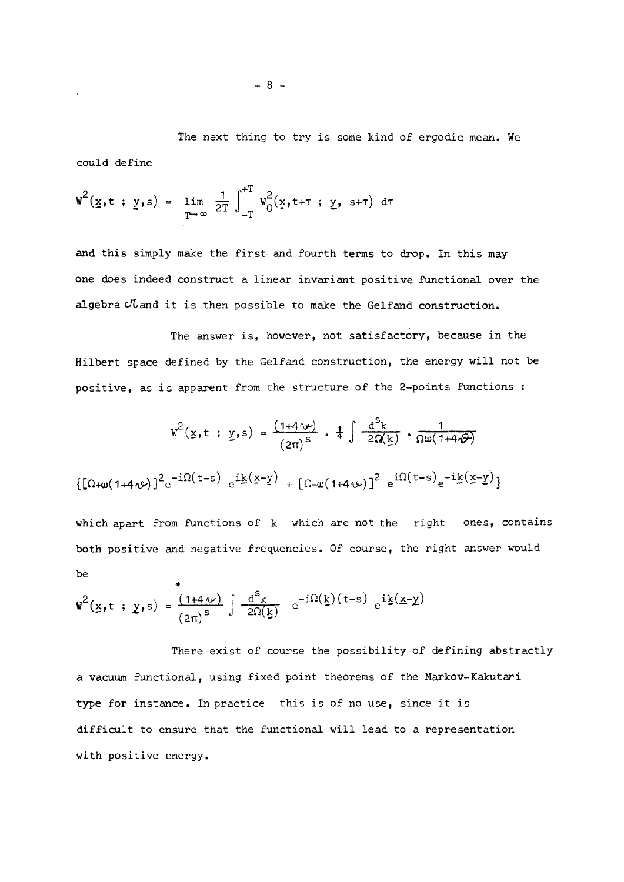The next thing to try is some kind of ergodic mean. We could define

$$W^2(\underline{x},t \; ; \; \underline{y},s) = \lim_{T\to\infty} \frac{1}{2T} \int_{-T}^{+T} W_0^2(\underline{x},t+\tau \; ; \; \underline{y}, \; s+\tau) \; d\tau$$

and this simply make the first and fourth terms to drop. In this may one does indeed construct a linear invariant positive functional over the algebra $\mathcal{U}$ and it is then possible to make the Gelfand construction.

The answer is, however, not satisfactory, because in the Hilbert space defined by the Gelfand construction, the energy will not be positive, as is apparent from the structure of the 2-points functions :

$$W^2(\underline{x},t \; ; \; \underline{y},s) = \frac{(1+4\nu)}{(2\pi)^s} \cdot \frac{1}{4} \int \frac{d^s k}{2\Omega(\underline{k})} \cdot \frac{1}{\Omega\omega(1+4\vartheta)}$$

$$\{[\Omega+\omega(1+4\nu)]^2 e^{-i\Omega(t-s)} \; e^{i\underline{k}(\underline{x}-\underline{y})} + [\Omega-\omega(1+4\nu)]^2 \; e^{i\Omega(t-s)} e^{-i\underline{k}(\underline{x}-\underline{y})}\}$$

which apart from functions of $k$ which are not the right ones, contains both positive and negative frequencies. Of course, the right answer would be

$$W^2(\underline{x},t \; ; \; \underline{y},s) = \frac{(1+4\nu)}{(2\pi)^s} \int \frac{d^s k}{2\Omega(\underline{k})} \; e^{-i\Omega(\underline{k})(t-s)} \; e^{i\underline{k}(\underline{x}-\underline{y})}$$

There exist of course the possibility of defining abstractly a vacuum functional, using fixed point theorems of the Markov-Kakutari type for instance. In practice this is of no use, since it is difficult to ensure that the functional will lead to a representation with positive energy.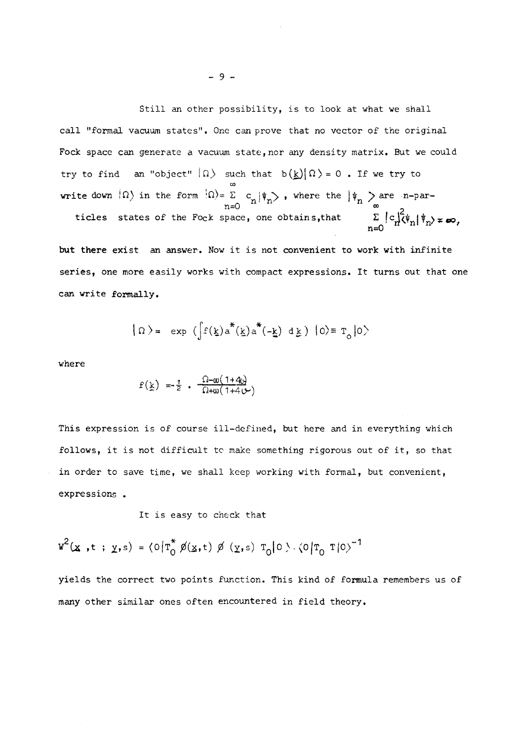Still an other possibility, is to look at what we shall call "formal vacuum states". One can prove that no vector of the original Fock space can generate a vacuum state, nor any density matrix. But we could try to find an "object" $|\Omega\rangle$ such that $b(\underline{k})|\Omega\rangle = 0$ . If we try to write down $|\Omega\rangle$ in the form $|\Omega\rangle = \sum_{n=0}^{\infty} c_n |\psi_n\rangle$ , where the $|\psi_n\rangle$ are n-particles states of the Fock space, one obtains, that $\sum_{n=0}^{\infty} |c_n|^2 \langle\psi_n|\psi_n\rangle = \infty$,

but there exist an answer. Now it is not convenient to work with infinite series, one more easily works with compact expressions. It turns out that one can write formally.

$$|\Omega\rangle = \exp \left(\int f(\underline{k}) a^*(\underline{k}) a^*(-\underline{k}) \, d\underline{k}\right) |0\rangle \equiv T_0 |0\rangle$$

where

$$f(\underline{k}) = -\frac{1}{2} \cdot \frac{\Omega - \omega(1+4\nu)}{\Omega + \omega(1+4\nu)}$$

This expression is of course ill-defined, but here and in everything which follows, it is not difficult to make something rigorous out of it, so that in order to save time, we shall keep working with formal, but convenient, expressions .

It is easy to check that

$$W^2(\underline{x}, t \; ; \; \underline{y}, s) = \langle 0 | T_0^* \, \phi(\underline{x}, t) \, \phi(\underline{y}, s) \, T_0 | 0 \rangle \cdot \langle 0 | T_0 \; T | 0 \rangle^{-1}$$

yields the correct two points function. This kind of formula remembers us of many other similar ones often encountered in field theory.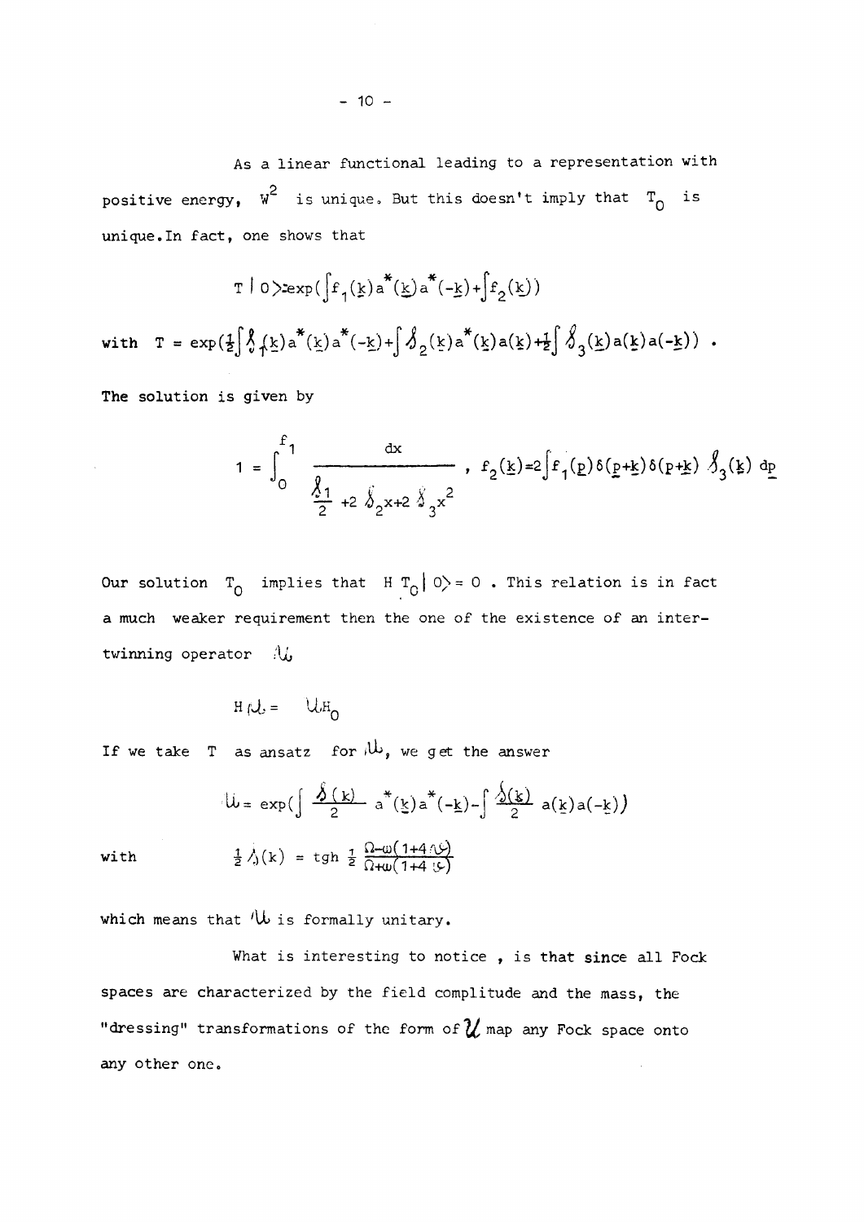As a linear functional leading to a representation with positive energy, $W^2$ is unique. But this doesn't imply that $T_0$ is unique. In fact, one shows that

$$T\,|\,0\rangle = \exp\left(\int f_1(\underline{k})\,a^*(\underline{k})\,a^*(-\underline{k}) + \int f_2(\underline{k})\right)$$

with $T = \exp\left(\frac{1}{2}\int \delta_1(\underline{k})\,a^*(\underline{k})\,a^*(-\underline{k}) + \int \delta_2(\underline{k})\,a^*(\underline{k})\,a(\underline{k}) + \frac{1}{2}\int \delta_3(\underline{k})\,a(\underline{k})\,a(-\underline{k})\right)$ .

The solution is given by

$$1 = \int_0^{f_1} \frac{dx}{\frac{\delta_1}{2} + 2\,\delta_2 x + 2\,\delta_3 x^2} \;, \quad f_2(\underline{k}) = 2\int f_1(\underline{p})\,\delta(\underline{p}+\underline{k})\,\delta(p+\underline{k})\;\delta_3(\underline{k})\;d\underline{p}$$

Our solution $T_0$ implies that $H\,T_0\,|\,0\rangle = 0$ . This relation is in fact a much weaker requirement then the one of the existence of an intertwinning operator $\mathcal{U}$

$$H\,\mathcal{U} = \mathcal{U}\,H_0$$

If we take $T$ as ansatz for $\mathcal{U}$, we get the answer

$$\mathcal{U} = \exp\left(\int \frac{\delta(k)}{2}\,a^*(\underline{k})\,a^*(-\underline{k}) - \int \frac{\delta(k)}{2}\,a(\underline{k})\,a(-\underline{k})\right)$$

with
$$\frac{1}{2}\,\delta(k) = \mathrm{tgh}\,\frac{1}{2}\,\frac{\Omega-\omega(1+4\,\nu)}{\Omega+\omega(1+4\,\nu)}$$

which means that $\mathcal{U}$ is formally unitary.

What is interesting to notice, is that since all Fock spaces are characterized by the field complitude and the mass, the "dressing" transformations of the form of $\mathcal{U}$ map any Fock space onto any other one.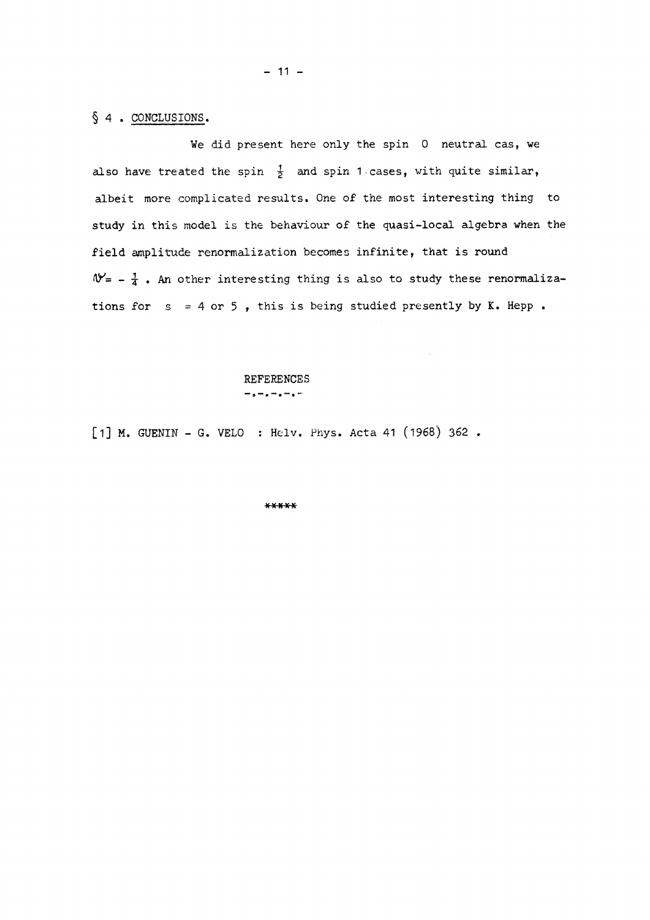## § 4 . CONCLUSIONS.

We did present here only the spin 0 neutral cas, we also have treated the spin $\frac{1}{2}$ and spin 1 cases, with quite similar, albeit more complicated results. One of the most interesting thing to study in this model is the behaviour of the quasi-local algebra when the field amplitude renormalization becomes infinite, that is round $\mathcal{V} = -\frac{1}{4}$ . An other interesting thing is also to study these renormalizations for s = 4 or 5 , this is being studied presently by K. Hepp .

### REFERENCES

[1] M. GUENIN - G. VELO : Helv. Phys. Acta 41 (1968) 362 .

*****